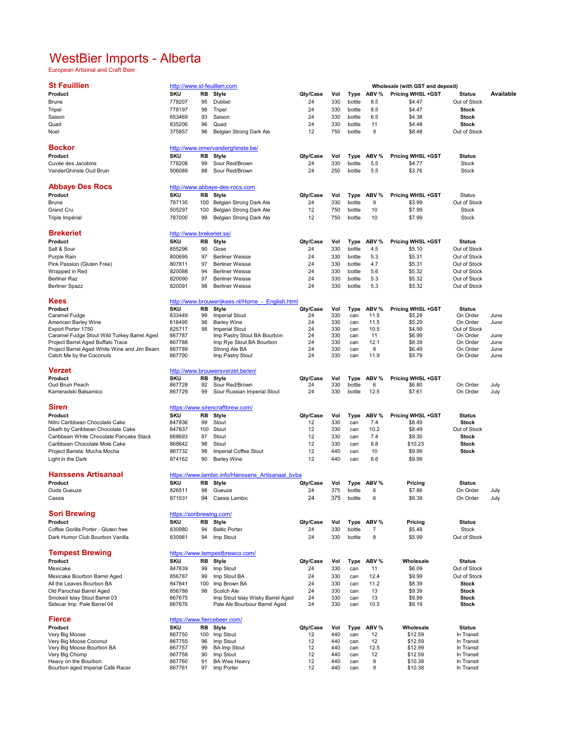# WestBier Imports - Alberta

European Artisinal and Craft Beer

## St Feuillien

http://www.st-feuillien.com

Wholesale (with GST and deposit)

| Product | SKU | RB | Style | Qty/Case | Vol | Type | ABV % | Pricing WHSL +GST | Status | Available |
|---|---|---|---|---|---|---|---|---|---|---|
| Brune | 778207 | 95 | Dubbel | 24 | 330 | bottle | 8.5 | $4.47 | Out of Stock | |
| Tripel | 778197 | 98 | Tripel | 24 | 330 | bottle | 8.5 | $4.47 | **Stock** | |
| Saison | 653469 | 93 | Saison | 24 | 330 | bottle | 6.5 | $4.38 | **Stock** | |
| Quad | 835206 | 96 | Quad | 24 | 330 | bottle | 11 | $4.48 | **Stock** | |
| Noel | 375857 | 96 | Belgian Strong Dark Ale | 12 | 750 | bottle | 9 | $8.48 | Out of Stock | |

## Bockor

http://www.omervanderghinste.be/

| Product | SKU | RB | Style | Qty/Case | Vol | Type | ABV % | Pricing WHSL +GST | Status |
|---|---|---|---|---|---|---|---|---|---|
| Cuvée des Jacobins | 778208 | 99 | Sour Red/Brown | 24 | 330 | bottle | 5.5 | $4.77 | Stock |
| VanderGhinste Oud Bruin | 506089 | 88 | Sour Red/Brown | 24 | 250 | bottle | 5.5 | $3.76 | Stock |

## Abbaye Des Rocs

http://www.abbaye-des-rocs.com

| Product | SKU | RB | Style | Qty/Case | Vol | Type | ABV % | Pricing WHSL +GST | Status |
|---|---|---|---|---|---|---|---|---|---|
| Brune | 787135 | 100 | Belgian Strong Dark Ale | 24 | 330 | bottle | 9 | $3.99 | Out of Stock |
| Grand Cru | 505297 | 100 | Belgian Strong Dark Ale | 12 | 750 | bottle | 10 | $7.99 | Stock |
| Triple Impérial | 787000 | 99 | Belgian Strong Dark Ale | 12 | 750 | bottle | 10 | $7.99 | Stock |

## Brekeriet

http://www.brekeriet.se/

| Product | SKU | RB | Style | Qty/Case | Vol | Type | ABV % | Pricing WHSL +GST | Status |
|---|---|---|---|---|---|---|---|---|---|
| Salt & Sour | 855296 | 90 | Gose | 24 | 330 | bottle | 4.5 | $5.10 | Out of Stock |
| Purple Rain | 800695 | 97 | Berliner Weisse | 24 | 330 | bottle | 5.3 | $5.31 | Out of Stock |
| Pink Passion (Gluten Free) | 807811 | 97 | Berliner Weisse | 24 | 330 | bottle | 4.7 | $5.31 | Out of Stock |
| Wrapped in Red | 820088 | 94 | Berliner Weisse | 24 | 330 | bottle | 5.6 | $5.32 | Out of Stock |
| Berliner Raz | 820090 | 97 | Berliner Weisse | 24 | 330 | bottle | 5.3 | $5.32 | Out of Stock |
| Berliner Spazz | 820091 | 98 | Berliner Weisse | 24 | 330 | bottle | 5.3 | $5.32 | Out of Stock |

## Kees

http://www.brouwerijkees.nl/Home_-_English.html

| Product | SKU | RB | Style | Qty/Case | Vol | Type | ABV % | Pricing WHSL +GST | Status | Available |
|---|---|---|---|---|---|---|---|---|---|---|
| Caramel Fudge | 833449 | 99 | Imperial Stout | 24 | 330 | can | 11.5 | $5.29 | On Order | June |
| American Barley Wine | 818495 | 98 | Barley Wine | 24 | 330 | can | 11.5 | $5.29 | On Order | June |
| Export Porter 1750 | 825717 | 98 | Imperial Stout | 24 | 330 | can | 10.5 | $4.99 | Out of Stock | |
| Caramel Fudge Stout Wild Turkey Barrel Aged | 867787 | | Imp Pastry Stout BA Bourbon | 24 | 330 | can | 11 | $6.99 | On Order | June |
| Project Barrel Aged Buffalo Trace | 867788 | | Imp Rye Stout BA Bourbon | 24 | 330 | can | 12.1 | $8.39 | On Order | June |
| Project Barrel Aged White Wine and Jim Beam | 867789 | | Strong Ale BA | 24 | 330 | can | 8 | $6.49 | On Order | June |
| Catch Me by the Coconuts | 867790 | | Imp Pastry Stout | 24 | 330 | can | 11.9 | $5.79 | On Order | June |

## Verzet

http://www.brouwersverzet.be/en/

| Product | SKU | RB | Style | Qty/Case | Vol | Type | ABV % | Pricing WHSL +GST | Status | Available |
|---|---|---|---|---|---|---|---|---|---|---|
| Oud Bruin Peach | 867728 | 92 | Sour Red/Brown | 24 | 330 | bottle | 6 | $6.80 | On Order | July |
| Kameradski Balsamico | 867729 | 99 | Sour Russian Imperial Stout | 24 | 330 | bottle | 12.5 | $7.61 | On Order | July |

## Siren

https://www.sirencraftbrew.com/

| Product | SKU | RB | Style | Qty/Case | Vol | Type | ABV % | Pricing WHSL +GST | Status |
|---|---|---|---|---|---|---|---|---|---|
| Nitro Caribbean Chocolate Cake | 847836 | 99 | Stout | 12 | 330 | can | 7.4 | $8.49 | **Stock** |
| Death by Caribbean Chocolate Cake | 847837 | 100 | Stout | 12 | 330 | can | 10.2 | $8.49 | Out of Stock |
| Caribbean White Chocolate Pancake Stack | 868693 | 87 | Stout | 12 | 330 | can | 7.4 | $9.30 | **Stock** |
| Caribbean Chocolate Mole Cake | 868642 | 98 | Stout | 12 | 330 | can | 8.8 | $10.23 | **Stock** |
| Project Barista: Mucha Mocha | 867732 | 98 | Imperial Coffee Stout | 12 | 440 | can | 10 | $9.99 | **Stock** |
| Light in the Dark | 874162 | 90 | Barley Wine | 12 | 440 | can | 8.6 | $9.99 | |

## Hanssens Artisanaal

https://www.lambic.info/Hanssens_Artisanaal_bvba

| Product | SKU | RB | Style | Qty/Case | Vol | Type | ABV % | Pricing | Status | Available |
|---|---|---|---|---|---|---|---|---|---|---|
| Oude Gueuze | 826511 | 98 | Gueuze | 24 | 375 | bottle | 6 | $7.86 | On Order | July |
| Cassis | 871531 | 94 | Cassis Lambic | 24 | 375 | bottle | 6 | $8.39 | On Order | July |

## Sori Brewing

https://soribrewing.com/

| Product | SKU | RB | Style | Qty/Case | Vol | Type | ABV % | Pricing | Status |
|---|---|---|---|---|---|---|---|---|---|
| Coffee Gorilla Porter - Gluten free | 830980 | 94 | Baltic Porter | 24 | 330 | bottle | 7 | $5.48 | Stock |
| Dark Humor Club Bourbon Vanilla | 830981 | 94 | Imp Stout | 24 | 330 | bottle | 8 | $5.99 | Out of Stock |

## Tempest Brewing

https://www.tempestbrewco.com/

| Product | SKU | RB | Style | Qty/Case | Vol | Type | ABV % | Wholesale | Status |
|---|---|---|---|---|---|---|---|---|---|
| Mexicake | 847839 | 99 | Imp Stout | 24 | 330 | can | 11 | $6.09 | Out of Stock |
| Mexicake Bourbon Barrel Aged | 856787 | 99 | Imp Stout BA | 24 | 330 | can | 12.4 | $9.99 | Out of Stock |
| All the Leaves Bourbon BA | 847841 | 100 | Imp Brown BA | 24 | 330 | can | 11.2 | $8.39 | **Stock** |
| Old Parochial Barrel Aged | 856788 | 98 | Scotch Ale | 24 | 330 | can | 13 | $9.39 | **Stock** |
| Smoked Islay Stout Barrel 03 | 867675 | | Imp Stout Islay Wisky Barrel Aged | 24 | 330 | can | 13 | $9.99 | **Stock** |
| Sidecar Imp. Pale Barrel 04 | 867676 | | Pale Ale Bourbour Barrel Aged | 24 | 330 | can | 10.5 | $9.19 | **Stock** |

## Fierce

https://www.fiercebeer.com/

| Product | SKU | RB | Style | Qty/Case | Vol | Type | ABV % | Wholesale | Status |
|---|---|---|---|---|---|---|---|---|---|
| Very Big Moose | 867750 | 100 | Imp Stout | 12 | 440 | can | 12 | $12.59 | In Transit |
| Very Big Moose Coconut | 867755 | 96 | Imp Stout | 12 | 440 | can | 12 | $12.59 | In Transit |
| Very Big Moose Bourbon BA | 867757 | 99 | BA Imp Stout | 12 | 440 | can | 12.5 | $12.99 | In Transit |
| Very Big Chomp | 867758 | 90 | Imp Stout | 12 | 440 | can | 12 | $12.59 | In Transit |
| Heavy on the Bourbon | 867760 | 91 | BA Wee Heavy | 12 | 440 | can | 9 | $10.38 | In Transit |
| Bourbon aged Imperial Café Racer | 867761 | 97 | Imp Porter | 12 | 440 | can | 9 | $10.38 | In Transit |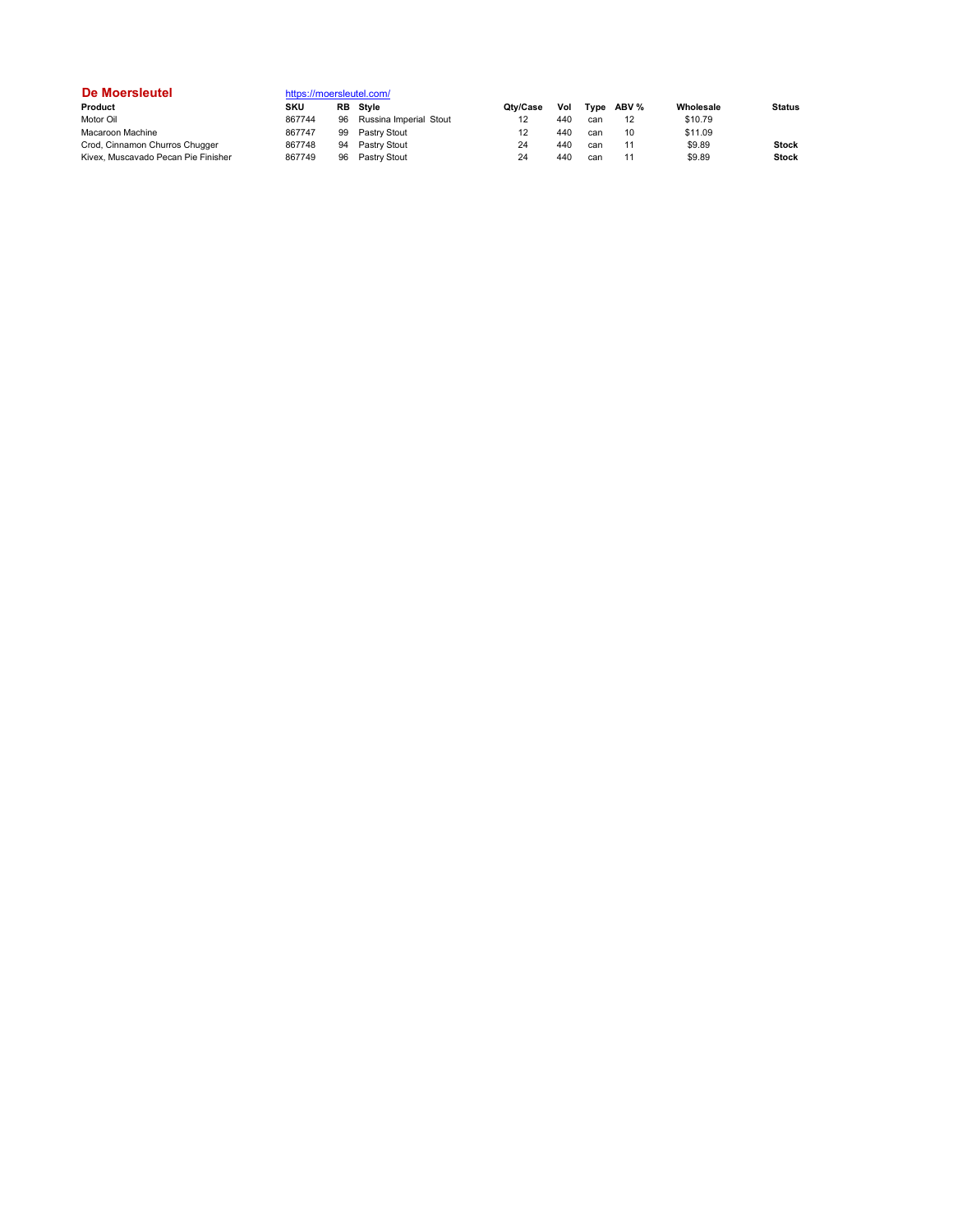## De Moersleutel

https://moersleutel.com/

| Product | SKU | RB | Style | Qty/Case | Vol | Type | ABV % | Wholesale | Status |
|---|---|---|---|---|---|---|---|---|---|
| Motor Oil | 867744 | 96 | Russina Imperial Stout | 12 | 440 | can | 12 | $10.79 | |
| Macaroon Machine | 867747 | 99 | Pastry Stout | 12 | 440 | can | 10 | $11.09 | |
| Crod, Cinnamon Churros Chugger | 867748 | 94 | Pastry Stout | 24 | 440 | can | 11 | $9.89 | **Stock** |
| Kivex, Muscavado Pecan Pie Finisher | 867749 | 96 | Pastry Stout | 24 | 440 | can | 11 | $9.89 | **Stock** |